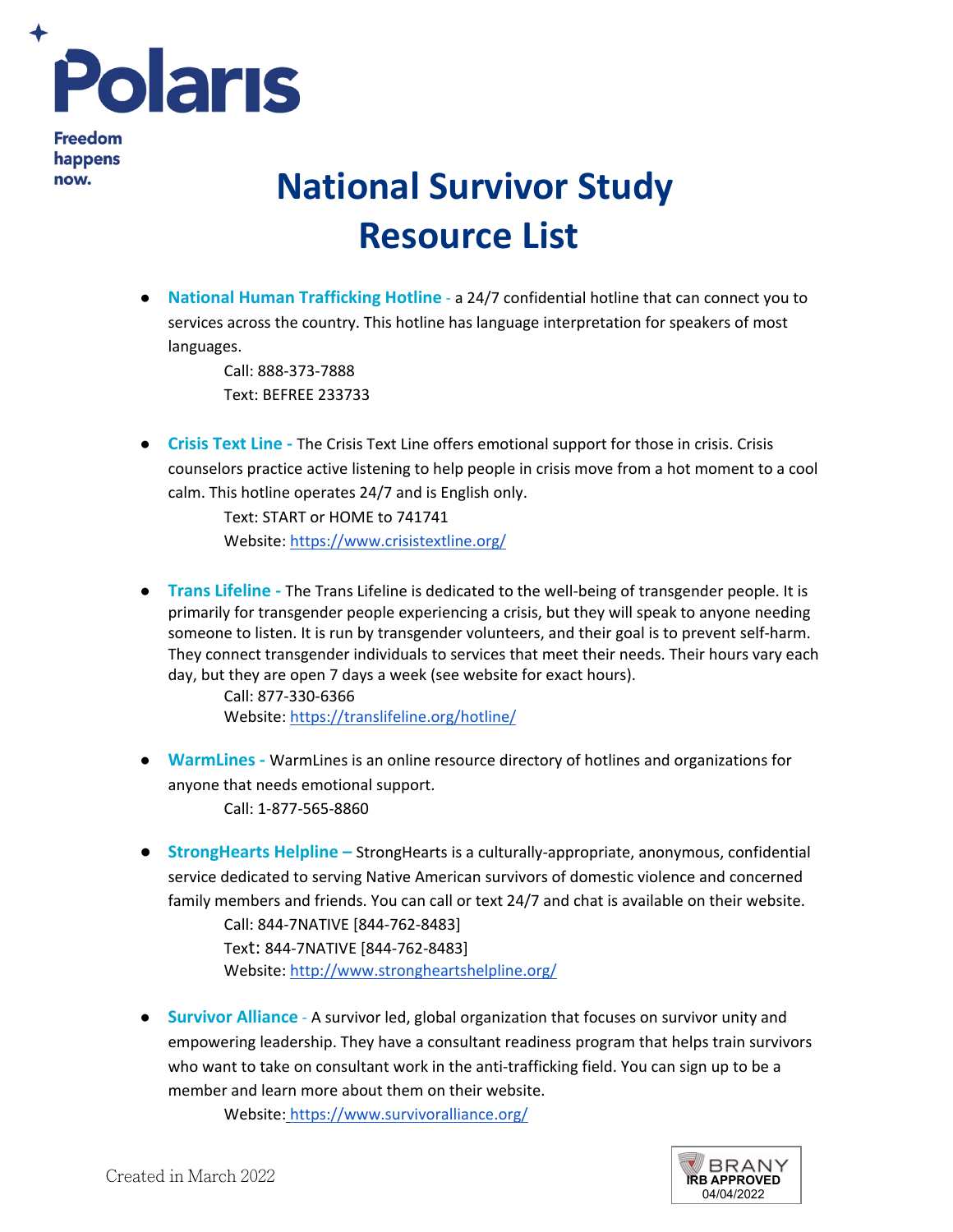Polaris

Freedom happens now.

# National Survivor Study Resource List

- **National Human Trafficking Hotline** - a 24/7 confidential hotline that can connect you to services across the country. This hotline has language interpretation for speakers of most languages.
  - Call: 888-373-7888
  - Text: BEFREE 233733

- **Crisis Text Line** - The Crisis Text Line offers emotional support for those in crisis. Crisis counselors practice active listening to help people in crisis move from a hot moment to a cool calm. This hotline operates 24/7 and is English only.
  - Text: START or HOME to 741741
  - Website: https://www.crisistextline.org/

- **Trans Lifeline** - The Trans Lifeline is dedicated to the well-being of transgender people. It is primarily for transgender people experiencing a crisis, but they will speak to anyone needing someone to listen. It is run by transgender volunteers, and their goal is to prevent self-harm. They connect transgender individuals to services that meet their needs. Their hours vary each day, but they are open 7 days a week (see website for exact hours).
  - Call: 877-330-6366
  - Website: https://translifeline.org/hotline/

- **WarmLines** - WarmLines is an online resource directory of hotlines and organizations for anyone that needs emotional support.
  - Call: 1-877-565-8860

- **StrongHearts Helpline** – StrongHearts is a culturally-appropriate, anonymous, confidential service dedicated to serving Native American survivors of domestic violence and concerned family members and friends. You can call or text 24/7 and chat is available on their website.
  - Call: 844-7NATIVE [844-762-8483]
  - Text: 844-7NATIVE [844-762-8483]
  - Website: http://www.strongheartshelpline.org/

- **Survivor Alliance** - A survivor led, global organization that focuses on survivor unity and empowering leadership. They have a consultant readiness program that helps train survivors who want to take on consultant work in the anti-trafficking field. You can sign up to be a member and learn more about them on their website.
  - Website: https://www.survivoralliance.org/

Created in March 2022

BRANY IRB APPROVED 04/04/2022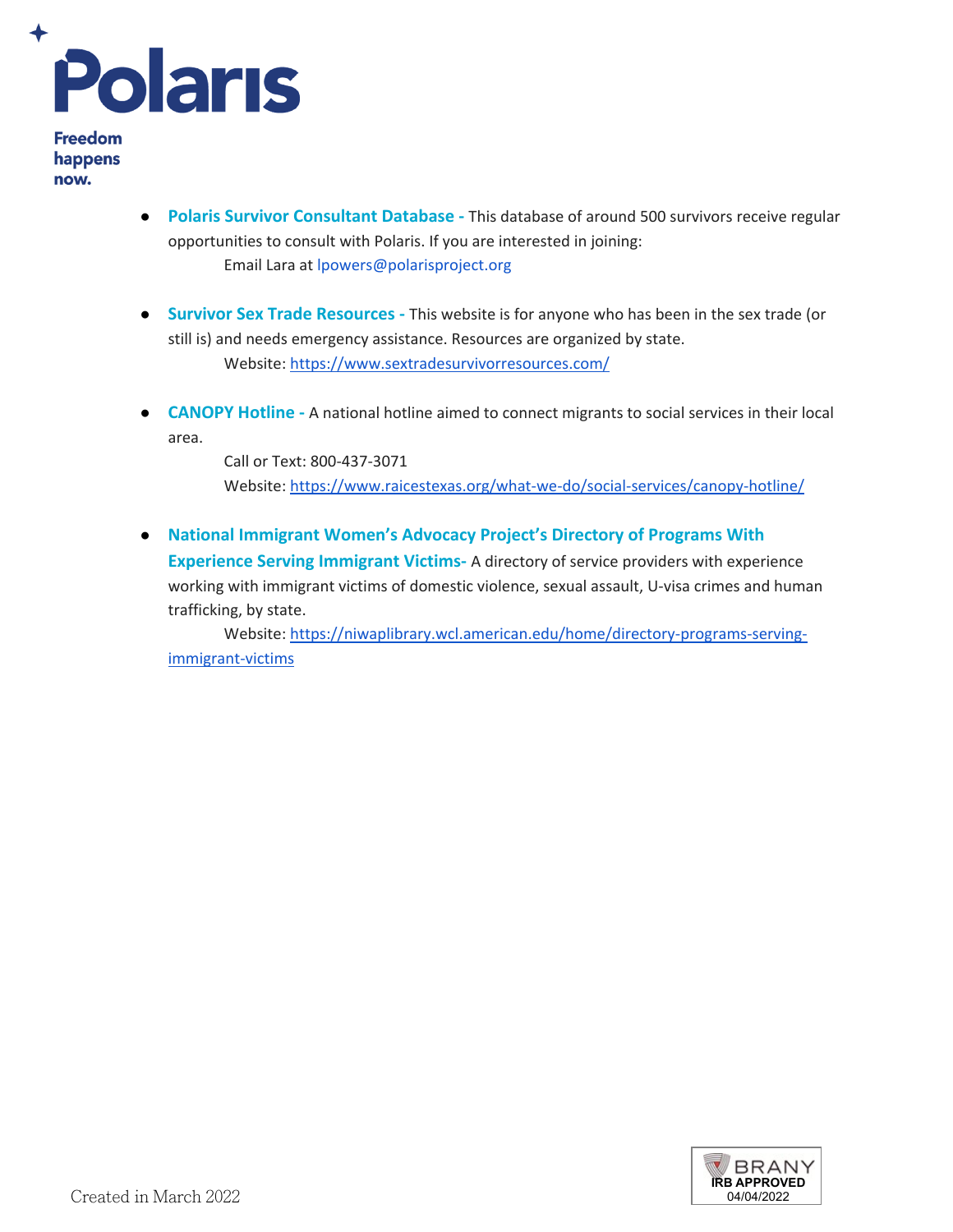- **Polaris Survivor Consultant Database -** This database of around 500 survivors receive regular opportunities to consult with Polaris. If you are interested in joining:

  Email Lara at lpowers@polarisproject.org

- **Survivor Sex Trade Resources -** This website is for anyone who has been in the sex trade (or still is) and needs emergency assistance. Resources are organized by state.

  Website: https://www.sextradesurvivorresources.com/

- **CANOPY Hotline -** A national hotline aimed to connect migrants to social services in their local area.

  Call or Text: 800-437-3071

  Website: https://www.raicestexas.org/what-we-do/social-services/canopy-hotline/

- **National Immigrant Women's Advocacy Project's Directory of Programs With Experience Serving Immigrant Victims-** A directory of service providers with experience working with immigrant victims of domestic violence, sexual assault, U-visa crimes and human trafficking, by state.

  Website: https://niwaplibrary.wcl.american.edu/home/directory-programs-serving-immigrant-victims

Created in March 2022

BRANY IRB APPROVED 04/04/2022